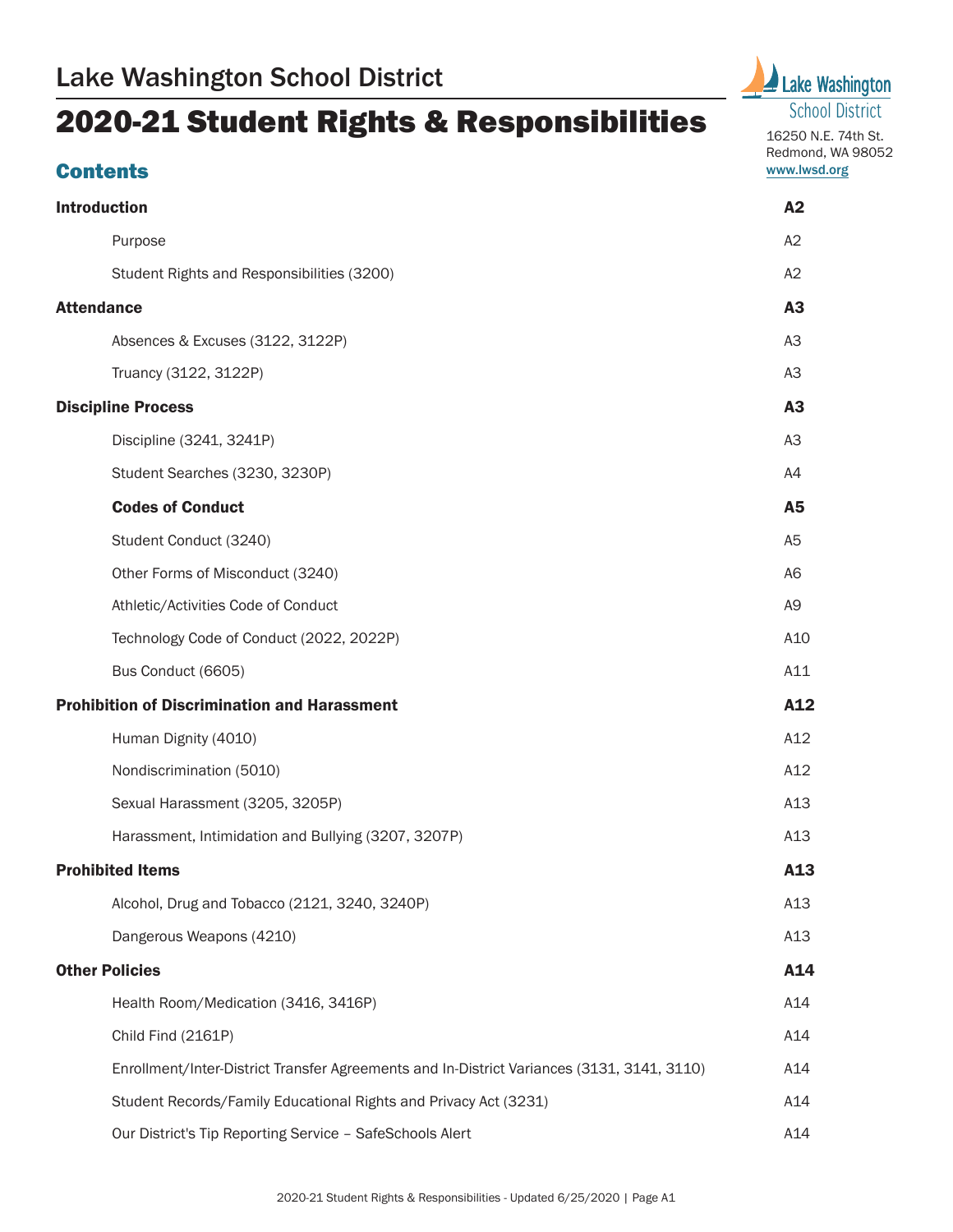Lake Washington School District

# 2020-21 Student Rights & Responsibilities

Lake Washington School District
16250 N.E. 74th St.
Redmond, WA 98052
www.lwsd.org

## Contents

| | |
|---|---|
| **Introduction** | **A2** |
| Purpose | A2 |
| Student Rights and Responsibilities (3200) | A2 |
| **Attendance** | **A3** |
| Absences & Excuses (3122, 3122P) | A3 |
| Truancy (3122, 3122P) | A3 |
| **Discipline Process** | **A3** |
| Discipline (3241, 3241P) | A3 |
| Student Searches (3230, 3230P) | A4 |
| **Codes of Conduct** | **A5** |
| Student Conduct (3240) | A5 |
| Other Forms of Misconduct (3240) | A6 |
| Athletic/Activities Code of Conduct | A9 |
| Technology Code of Conduct (2022, 2022P) | A10 |
| Bus Conduct (6605) | A11 |
| **Prohibition of Discrimination and Harassment** | **A12** |
| Human Dignity (4010) | A12 |
| Nondiscrimination (5010) | A12 |
| Sexual Harassment (3205, 3205P) | A13 |
| Harassment, Intimidation and Bullying (3207, 3207P) | A13 |
| **Prohibited Items** | **A13** |
| Alcohol, Drug and Tobacco (2121, 3240, 3240P) | A13 |
| Dangerous Weapons (4210) | A13 |
| **Other Policies** | **A14** |
| Health Room/Medication (3416, 3416P) | A14 |
| Child Find (2161P) | A14 |
| Enrollment/Inter-District Transfer Agreements and In-District Variances (3131, 3141, 3110) | A14 |
| Student Records/Family Educational Rights and Privacy Act (3231) | A14 |
| Our District's Tip Reporting Service – SafeSchools Alert | A14 |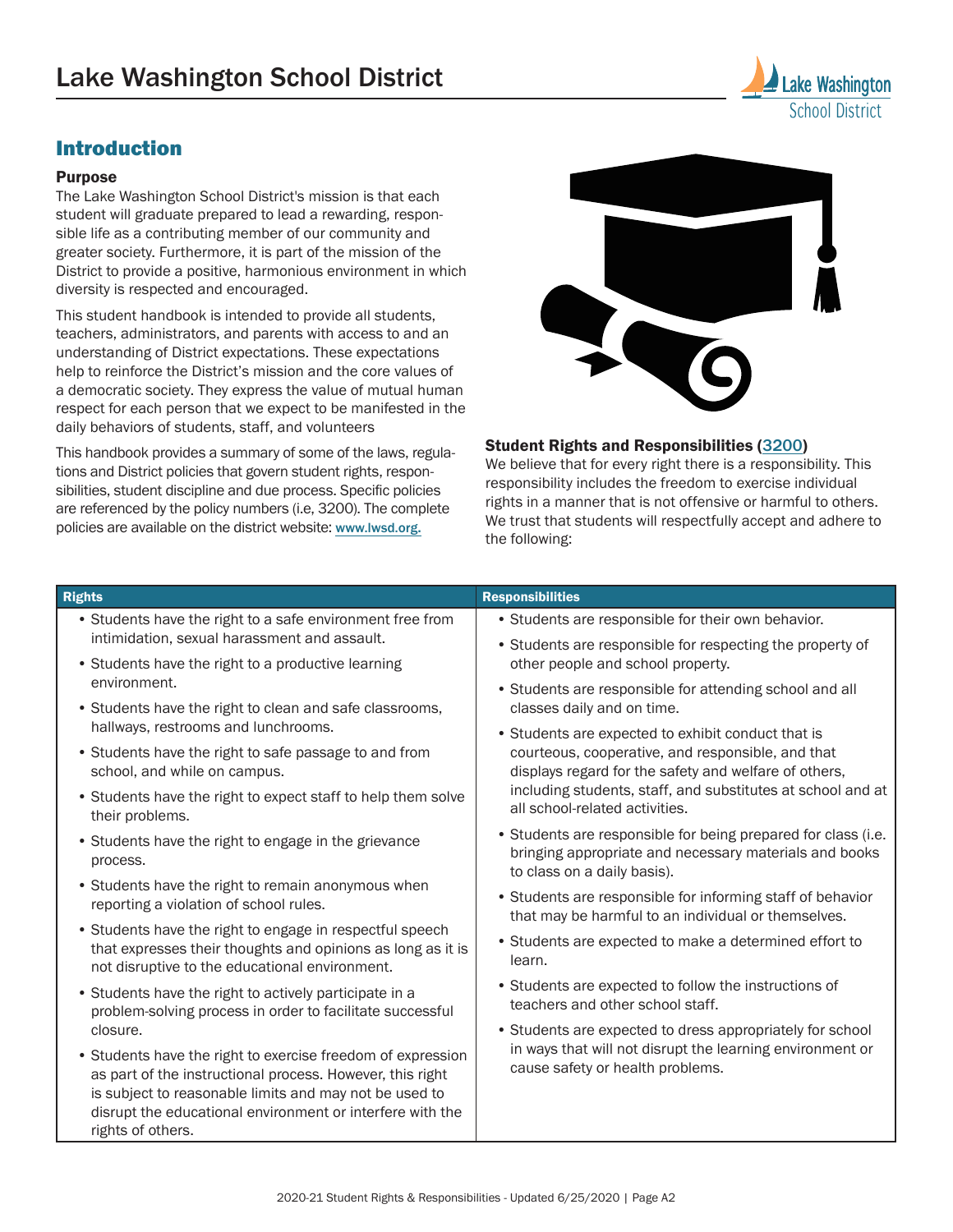# Lake Washington School District

## Introduction

### Purpose

The Lake Washington School District's mission is that each student will graduate prepared to lead a rewarding, responsible life as a contributing member of our community and greater society. Furthermore, it is part of the mission of the District to provide a positive, harmonious environment in which diversity is respected and encouraged.

This student handbook is intended to provide all students, teachers, administrators, and parents with access to and an understanding of District expectations. These expectations help to reinforce the District's mission and the core values of a democratic society. They express the value of mutual human respect for each person that we expect to be manifested in the daily behaviors of students, staff, and volunteers

This handbook provides a summary of some of the laws, regulations and District policies that govern student rights, responsibilities, student discipline and due process. Specific policies are referenced by the policy numbers (i.e, 3200). The complete policies are available on the district website: www.lwsd.org.

### Student Rights and Responsibilities (3200)

We believe that for every right there is a responsibility. This responsibility includes the freedom to exercise individual rights in a manner that is not offensive or harmful to others. We trust that students will respectfully accept and adhere to the following:

| Rights | Responsibilities |
|---|---|
| • Students have the right to a safe environment free from intimidation, sexual harassment and assault.<br>• Students have the right to a productive learning environment.<br>• Students have the right to clean and safe classrooms, hallways, restrooms and lunchrooms.<br>• Students have the right to safe passage to and from school, and while on campus.<br>• Students have the right to expect staff to help them solve their problems.<br>• Students have the right to engage in the grievance process.<br>• Students have the right to remain anonymous when reporting a violation of school rules.<br>• Students have the right to engage in respectful speech that expresses their thoughts and opinions as long as it is not disruptive to the educational environment.<br>• Students have the right to actively participate in a problem-solving process in order to facilitate successful closure.<br>• Students have the right to exercise freedom of expression as part of the instructional process. However, this right is subject to reasonable limits and may not be used to disrupt the educational environment or interfere with the rights of others. | • Students are responsible for their own behavior.<br>• Students are responsible for respecting the property of other people and school property.<br>• Students are responsible for attending school and all classes daily and on time.<br>• Students are expected to exhibit conduct that is courteous, cooperative, and responsible, and that displays regard for the safety and welfare of others, including students, staff, and substitutes at school and at all school-related activities.<br>• Students are responsible for being prepared for class (i.e. bringing appropriate and necessary materials and books to class on a daily basis).<br>• Students are responsible for informing staff of behavior that may be harmful to an individual or themselves.<br>• Students are expected to make a determined effort to learn.<br>• Students are expected to follow the instructions of teachers and other school staff.<br>• Students are expected to dress appropriately for school in ways that will not disrupt the learning environment or cause safety or health problems. |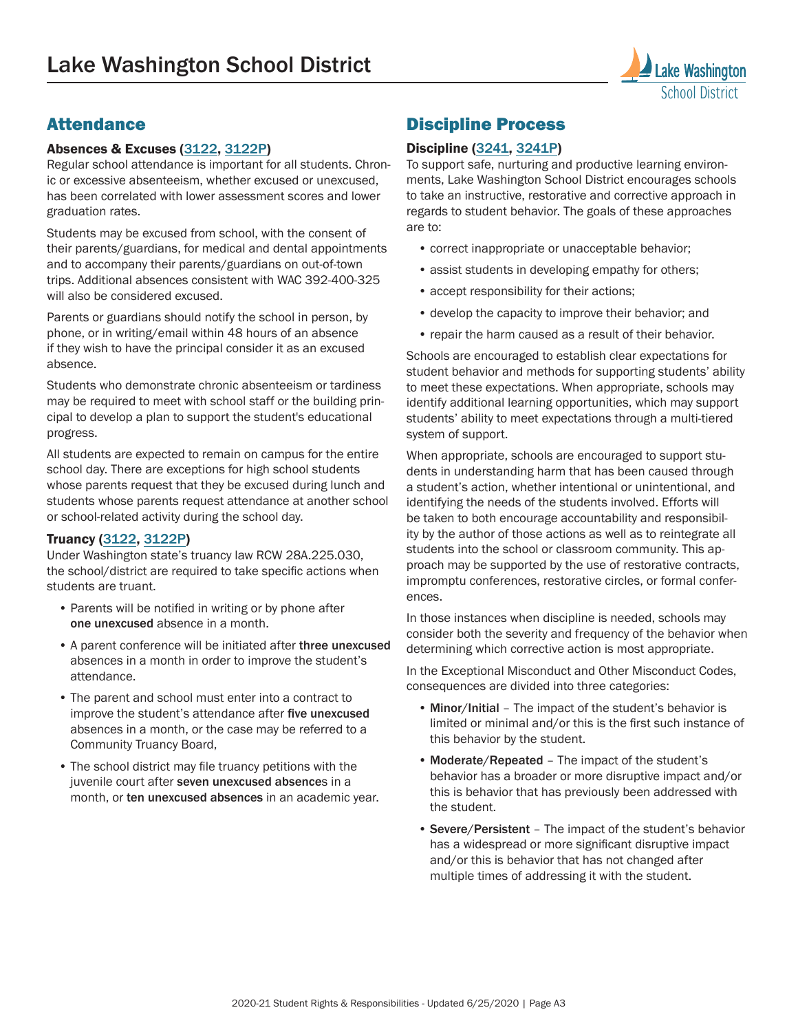# Lake Washington School District

## Attendance

### Absences & Excuses (3122, 3122P)

Regular school attendance is important for all students. Chronic or excessive absenteeism, whether excused or unexcused, has been correlated with lower assessment scores and lower graduation rates.

Students may be excused from school, with the consent of their parents/guardians, for medical and dental appointments and to accompany their parents/guardians on out-of-town trips. Additional absences consistent with WAC 392-400-325 will also be considered excused.

Parents or guardians should notify the school in person, by phone, or in writing/email within 48 hours of an absence if they wish to have the principal consider it as an excused absence.

Students who demonstrate chronic absenteeism or tardiness may be required to meet with school staff or the building principal to develop a plan to support the student's educational progress.

All students are expected to remain on campus for the entire school day. There are exceptions for high school students whose parents request that they be excused during lunch and students whose parents request attendance at another school or school-related activity during the school day.

### Truancy (3122, 3122P)

Under Washington state's truancy law RCW 28A.225.030, the school/district are required to take specific actions when students are truant.

- Parents will be notified in writing or by phone after **one unexcused** absence in a month.
- A parent conference will be initiated after **three unexcused** absences in a month in order to improve the student's attendance.
- The parent and school must enter into a contract to improve the student's attendance after **five unexcused** absences in a month, or the case may be referred to a Community Truancy Board,
- The school district may file truancy petitions with the juvenile court after **seven unexcused absence**s in a month, or **ten unexcused absences** in an academic year.

## Discipline Process

### Discipline (3241, 3241P)

To support safe, nurturing and productive learning environments, Lake Washington School District encourages schools to take an instructive, restorative and corrective approach in regards to student behavior. The goals of these approaches are to:

- correct inappropriate or unacceptable behavior;
- assist students in developing empathy for others;
- accept responsibility for their actions;
- develop the capacity to improve their behavior; and
- repair the harm caused as a result of their behavior.

Schools are encouraged to establish clear expectations for student behavior and methods for supporting students' ability to meet these expectations. When appropriate, schools may identify additional learning opportunities, which may support students' ability to meet expectations through a multi-tiered system of support.

When appropriate, schools are encouraged to support students in understanding harm that has been caused through a student's action, whether intentional or unintentional, and identifying the needs of the students involved. Efforts will be taken to both encourage accountability and responsibility by the author of those actions as well as to reintegrate all students into the school or classroom community. This approach may be supported by the use of restorative contracts, impromptu conferences, restorative circles, or formal conferences.

In those instances when discipline is needed, schools may consider both the severity and frequency of the behavior when determining which corrective action is most appropriate.

In the Exceptional Misconduct and Other Misconduct Codes, consequences are divided into three categories:

- **Minor/Initial** – The impact of the student's behavior is limited or minimal and/or this is the first such instance of this behavior by the student.
- **Moderate/Repeated** – The impact of the student's behavior has a broader or more disruptive impact and/or this is behavior that has previously been addressed with the student.
- **Severe/Persistent** – The impact of the student's behavior has a widespread or more significant disruptive impact and/or this is behavior that has not changed after multiple times of addressing it with the student.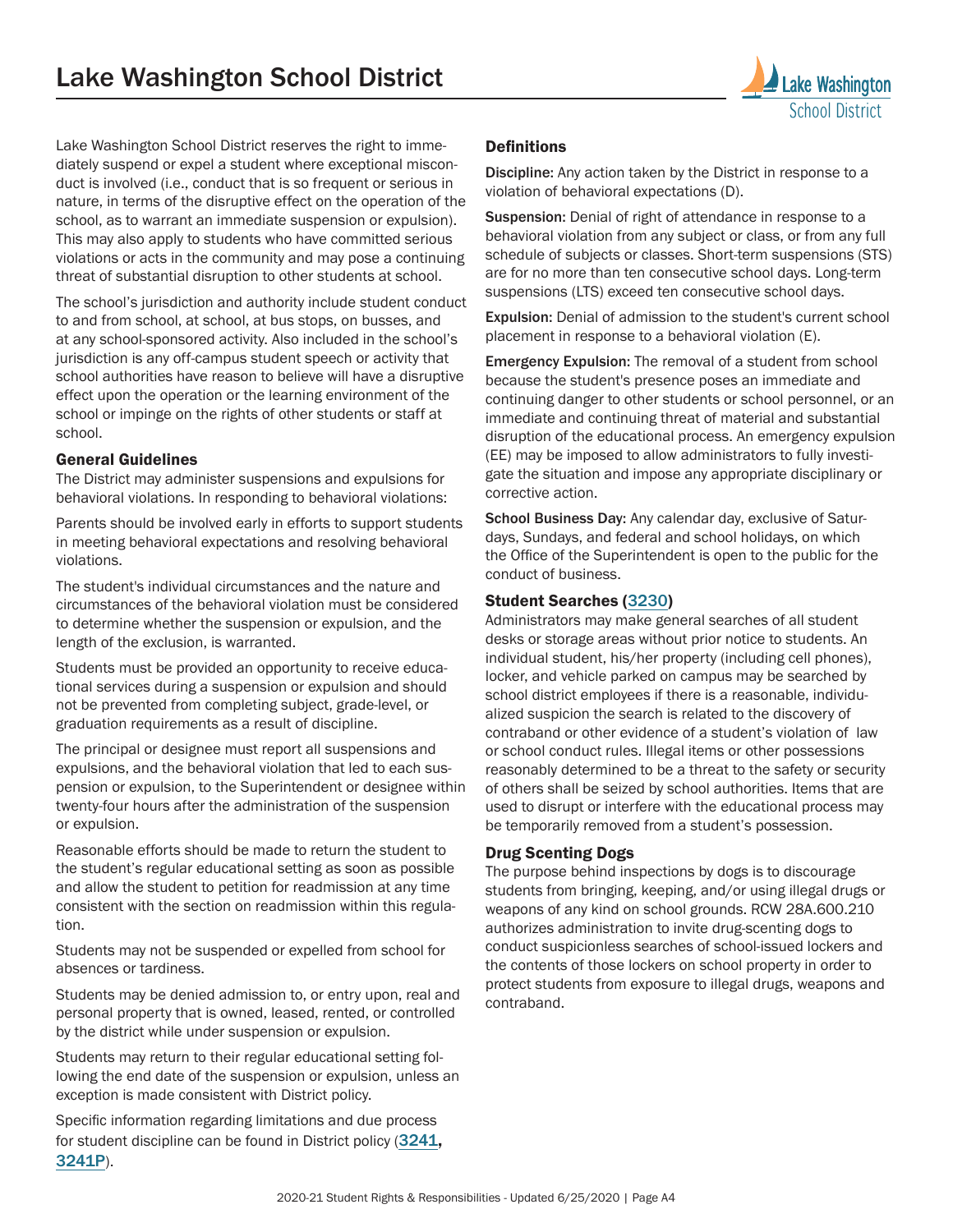Lake Washington School District reserves the right to immediately suspend or expel a student where exceptional misconduct is involved (i.e., conduct that is so frequent or serious in nature, in terms of the disruptive effect on the operation of the school, as to warrant an immediate suspension or expulsion). This may also apply to students who have committed serious violations or acts in the community and may pose a continuing threat of substantial disruption to other students at school.

The school's jurisdiction and authority include student conduct to and from school, at school, at bus stops, on busses, and at any school-sponsored activity. Also included in the school's jurisdiction is any off-campus student speech or activity that school authorities have reason to believe will have a disruptive effect upon the operation or the learning environment of the school or impinge on the rights of other students or staff at school.

### General Guidelines

The District may administer suspensions and expulsions for behavioral violations. In responding to behavioral violations:

Parents should be involved early in efforts to support students in meeting behavioral expectations and resolving behavioral violations.

The student's individual circumstances and the nature and circumstances of the behavioral violation must be considered to determine whether the suspension or expulsion, and the length of the exclusion, is warranted.

Students must be provided an opportunity to receive educational services during a suspension or expulsion and should not be prevented from completing subject, grade-level, or graduation requirements as a result of discipline.

The principal or designee must report all suspensions and expulsions, and the behavioral violation that led to each suspension or expulsion, to the Superintendent or designee within twenty-four hours after the administration of the suspension or expulsion.

Reasonable efforts should be made to return the student to the student's regular educational setting as soon as possible and allow the student to petition for readmission at any time consistent with the section on readmission within this regulation.

Students may not be suspended or expelled from school for absences or tardiness.

Students may be denied admission to, or entry upon, real and personal property that is owned, leased, rented, or controlled by the district while under suspension or expulsion.

Students may return to their regular educational setting following the end date of the suspension or expulsion, unless an exception is made consistent with District policy.

Specific information regarding limitations and due process for student discipline can be found in District policy (**3241, 3241P**).

### Definitions

**Discipline:** Any action taken by the District in response to a violation of behavioral expectations (D).

**Suspension:** Denial of right of attendance in response to a behavioral violation from any subject or class, or from any full schedule of subjects or classes. Short-term suspensions (STS) are for no more than ten consecutive school days. Long-term suspensions (LTS) exceed ten consecutive school days.

**Expulsion:** Denial of admission to the student's current school placement in response to a behavioral violation (E).

**Emergency Expulsion:** The removal of a student from school because the student's presence poses an immediate and continuing danger to other students or school personnel, or an immediate and continuing threat of material and substantial disruption of the educational process. An emergency expulsion (EE) may be imposed to allow administrators to fully investigate the situation and impose any appropriate disciplinary or corrective action.

**School Business Day:** Any calendar day, exclusive of Saturdays, Sundays, and federal and school holidays, on which the Office of the Superintendent is open to the public for the conduct of business.

### Student Searches (3230)

Administrators may make general searches of all student desks or storage areas without prior notice to students. An individual student, his/her property (including cell phones), locker, and vehicle parked on campus may be searched by school district employees if there is a reasonable, individualized suspicion the search is related to the discovery of contraband or other evidence of a student's violation of law or school conduct rules. Illegal items or other possessions reasonably determined to be a threat to the safety or security of others shall be seized by school authorities. Items that are used to disrupt or interfere with the educational process may be temporarily removed from a student's possession.

### Drug Scenting Dogs

The purpose behind inspections by dogs is to discourage students from bringing, keeping, and/or using illegal drugs or weapons of any kind on school grounds. RCW 28A.600.210 authorizes administration to invite drug-scenting dogs to conduct suspicionless searches of school-issued lockers and the contents of those lockers on school property in order to protect students from exposure to illegal drugs, weapons and contraband.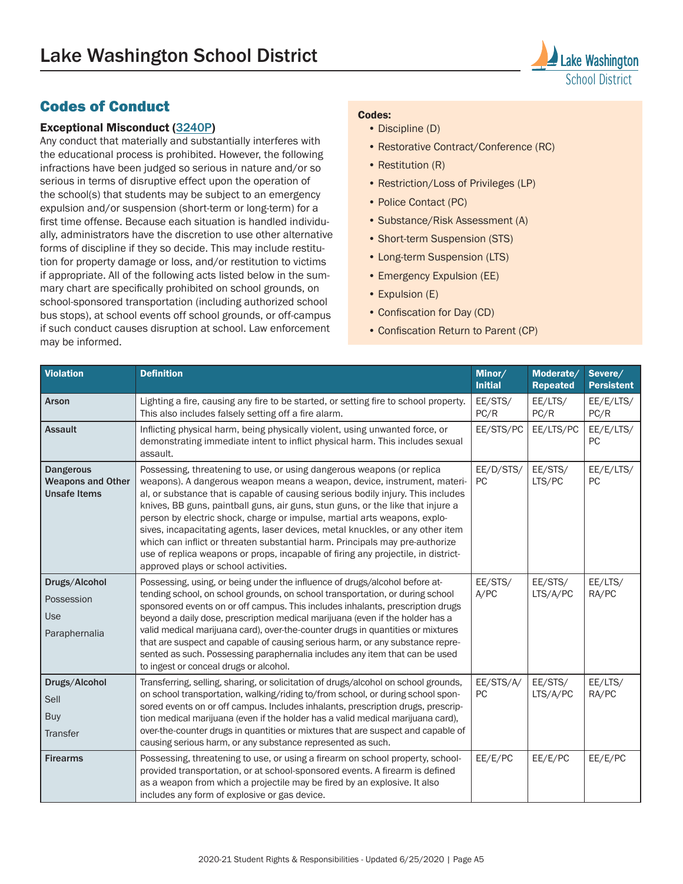# Lake Washington School District

## Codes of Conduct

### Exceptional Misconduct (3240P)

Any conduct that materially and substantially interferes with the educational process is prohibited. However, the following infractions have been judged so serious in nature and/or so serious in terms of disruptive effect upon the operation of the school(s) that students may be subject to an emergency expulsion and/or suspension (short-term or long-term) for a first time offense. Because each situation is handled individually, administrators have the discretion to use other alternative forms of discipline if they so decide. This may include restitution for property damage or loss, and/or restitution to victims if appropriate. All of the following acts listed below in the summary chart are specifically prohibited on school grounds, on school-sponsored transportation (including authorized school bus stops), at school events off school grounds, or off-campus if such conduct causes disruption at school. Law enforcement may be informed.

**Codes:**

- Discipline (D)
- Restorative Contract/Conference (RC)
- Restitution (R)
- Restriction/Loss of Privileges (LP)
- Police Contact (PC)
- Substance/Risk Assessment (A)
- Short-term Suspension (STS)
- Long-term Suspension (LTS)
- Emergency Expulsion (EE)
- Expulsion (E)
- Confiscation for Day (CD)
- Confiscation Return to Parent (CP)

| Violation | Definition | Minor/ Initial | Moderate/ Repeated | Severe/ Persistent |
|---|---|---|---|---|
| **Arson** | Lighting a fire, causing any fire to be started, or setting fire to school property. This also includes falsely setting off a fire alarm. | EE/STS/ PC/R | EE/LTS/ PC/R | EE/E/LTS/ PC/R |
| **Assault** | Inflicting physical harm, being physically violent, using unwanted force, or demonstrating immediate intent to inflict physical harm. This includes sexual assault. | EE/STS/PC | EE/LTS/PC | EE/E/LTS/ PC |
| **Dangerous Weapons and Other Unsafe Items** | Possessing, threatening to use, or using dangerous weapons (or replica weapons). A dangerous weapon means a weapon, device, instrument, material, or substance that is capable of causing serious bodily injury. This includes knives, BB guns, paintball guns, air guns, stun guns, or the like that injure a person by electric shock, charge or impulse, martial arts weapons, explosives, incapacitating agents, laser devices, metal knuckles, or any other item which can inflict or threaten substantial harm. Principals may pre-authorize use of replica weapons or props, incapable of firing any projectile, in district-approved plays or school activities. | EE/D/STS/ PC | EE/STS/ LTS/PC | EE/E/LTS/ PC |
| **Drugs/Alcohol** Possession Use Paraphernalia | Possessing, using, or being under the influence of drugs/alcohol before attending school, on school grounds, on school transportation, or during school sponsored events on or off campus. This includes inhalants, prescription drugs beyond a daily dose, prescription medical marijuana (even if the holder has a valid medical marijuana card), over-the-counter drugs in quantities or mixtures that are suspect and capable of causing serious harm, or any substance represented as such. Possessing paraphernalia includes any item that can be used to ingest or conceal drugs or alcohol. | EE/STS/ A/PC | EE/STS/ LTS/A/PC | EE/LTS/ RA/PC |
| **Drugs/Alcohol** Sell Buy Transfer | Transferring, selling, sharing, or solicitation of drugs/alcohol on school grounds, on school transportation, walking/riding to/from school, or during school sponsored events on or off campus. Includes inhalants, prescription drugs, prescription medical marijuana (even if the holder has a valid medical marijuana card), over-the-counter drugs in quantities or mixtures that are suspect and capable of causing serious harm, or any substance represented as such. | EE/STS/A/ PC | EE/STS/ LTS/A/PC | EE/LTS/ RA/PC |
| **Firearms** | Possessing, threatening to use, or using a firearm on school property, school-provided transportation, or at school-sponsored events. A firearm is defined as a weapon from which a projectile may be fired by an explosive. It also includes any form of explosive or gas device. | EE/E/PC | EE/E/PC | EE/E/PC |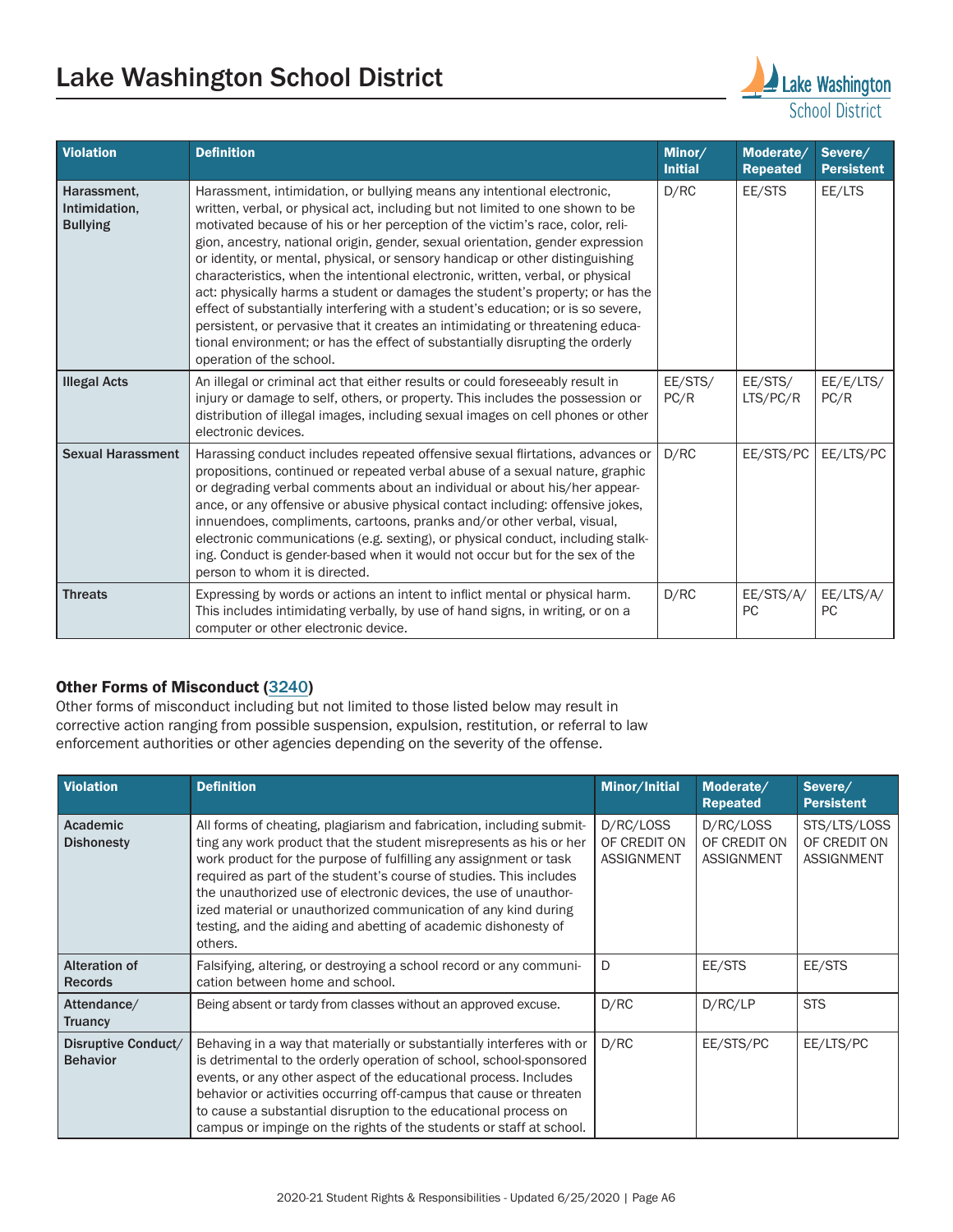| Violation | Definition | Minor/ Initial | Moderate/ Repeated | Severe/ Persistent |
|---|---|---|---|---|
| Harassment, Intimidation, Bullying | Harassment, intimidation, or bullying means any intentional electronic, written, verbal, or physical act, including but not limited to one shown to be motivated because of his or her perception of the victim's race, color, religion, ancestry, national origin, gender, sexual orientation, gender expression or identity, or mental, physical, or sensory handicap or other distinguishing characteristics, when the intentional electronic, written, verbal, or physical act: physically harms a student or damages the student's property; or has the effect of substantially interfering with a student's education; or is so severe, persistent, or pervasive that it creates an intimidating or threatening educational environment; or has the effect of substantially disrupting the orderly operation of the school. | D/RC | EE/STS | EE/LTS |
| Illegal Acts | An illegal or criminal act that either results or could foreseeably result in injury or damage to self, others, or property. This includes the possession or distribution of illegal images, including sexual images on cell phones or other electronic devices. | EE/STS/ PC/R | EE/STS/ LTS/PC/R | EE/E/LTS/ PC/R |
| Sexual Harassment | Harassing conduct includes repeated offensive sexual flirtations, advances or propositions, continued or repeated verbal abuse of a sexual nature, graphic or degrading verbal comments about an individual or about his/her appearance, or any offensive or abusive physical contact including: offensive jokes, innuendoes, compliments, cartoons, pranks and/or other verbal, visual, electronic communications (e.g. sexting), or physical conduct, including stalking. Conduct is gender-based when it would not occur but for the sex of the person to whom it is directed. | D/RC | EE/STS/PC | EE/LTS/PC |
| Threats | Expressing by words or actions an intent to inflict mental or physical harm. This includes intimidating verbally, by use of hand signs, in writing, or on a computer or other electronic device. | D/RC | EE/STS/A/ PC | EE/LTS/A/ PC |

### Other Forms of Misconduct (3240)

Other forms of misconduct including but not limited to those listed below may result in corrective action ranging from possible suspension, expulsion, restitution, or referral to law enforcement authorities or other agencies depending on the severity of the offense.

| Violation | Definition | Minor/Initial | Moderate/ Repeated | Severe/ Persistent |
|---|---|---|---|---|
| Academic Dishonesty | All forms of cheating, plagiarism and fabrication, including submitting any work product that the student misrepresents as his or her work product for the purpose of fulfilling any assignment or task required as part of the student's course of studies. This includes the unauthorized use of electronic devices, the use of unauthorized material or unauthorized communication of any kind during testing, and the aiding and abetting of academic dishonesty of others. | D/RC/LOSS OF CREDIT ON ASSIGNMENT | D/RC/LOSS OF CREDIT ON ASSIGNMENT | STS/LTS/LOSS OF CREDIT ON ASSIGNMENT |
| Alteration of Records | Falsifying, altering, or destroying a school record or any communication between home and school. | D | EE/STS | EE/STS |
| Attendance/ Truancy | Being absent or tardy from classes without an approved excuse. | D/RC | D/RC/LP | STS |
| Disruptive Conduct/ Behavior | Behaving in a way that materially or substantially interferes with or is detrimental to the orderly operation of school, school-sponsored events, or any other aspect of the educational process. Includes behavior or activities occurring off-campus that cause or threaten to cause a substantial disruption to the educational process on campus or impinge on the rights of the students or staff at school. | D/RC | EE/STS/PC | EE/LTS/PC |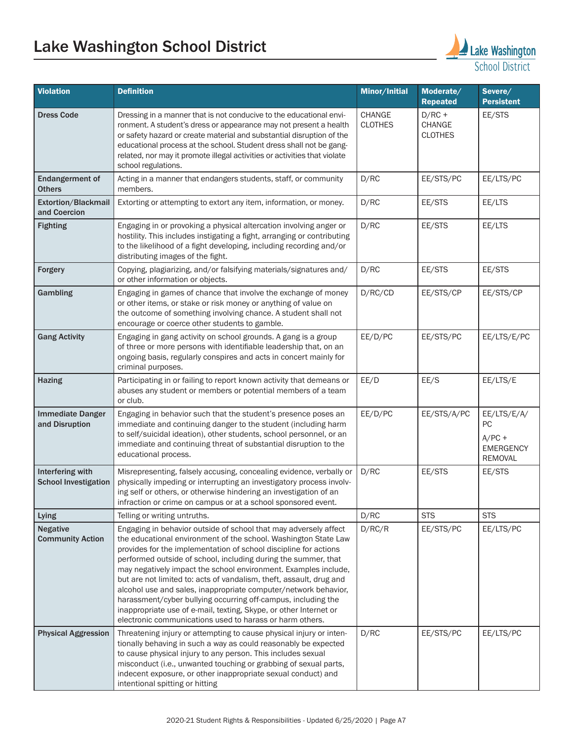# Lake Washington School District

| Violation | Definition | Minor/Initial | Moderate/ Repeated | Severe/ Persistent |
|---|---|---|---|---|
| **Dress Code** | Dressing in a manner that is not conducive to the educational environment. A student's dress or appearance may not present a health or safety hazard or create material and substantial disruption of the educational process at the school. Student dress shall not be gang-related, nor may it promote illegal activities or activities that violate school regulations. | CHANGE CLOTHES | D/RC + CHANGE CLOTHES | EE/STS |
| **Endangerment of Others** | Acting in a manner that endangers students, staff, or community members. | D/RC | EE/STS/PC | EE/LTS/PC |
| **Extortion/Blackmail and Coercion** | Extorting or attempting to extort any item, information, or money. | D/RC | EE/STS | EE/LTS |
| **Fighting** | Engaging in or provoking a physical altercation involving anger or hostility. This includes instigating a fight, arranging or contributing to the likelihood of a fight developing, including recording and/or distributing images of the fight. | D/RC | EE/STS | EE/LTS |
| **Forgery** | Copying, plagiarizing, and/or falsifying materials/signatures and/or other information or objects. | D/RC | EE/STS | EE/STS |
| **Gambling** | Engaging in games of chance that involve the exchange of money or other items, or stake or risk money or anything of value on the outcome of something involving chance. A student shall not encourage or coerce other students to gamble. | D/RC/CD | EE/STS/CP | EE/STS/CP |
| **Gang Activity** | Engaging in gang activity on school grounds. A gang is a group of three or more persons with identifiable leadership that, on an ongoing basis, regularly conspires and acts in concert mainly for criminal purposes. | EE/D/PC | EE/STS/PC | EE/LTS/E/PC |
| **Hazing** | Participating in or failing to report known activity that demeans or abuses any student or members or potential members of a team or club. | EE/D | EE/S | EE/LTS/E |
| **Immediate Danger and Disruption** | Engaging in behavior such that the student's presence poses an immediate and continuing danger to the student (including harm to self/suicidal ideation), other students, school personnel, or an immediate and continuing threat of substantial disruption to the educational process. | EE/D/PC | EE/STS/A/PC | EE/LTS/E/A/PC<br>A/PC + EMERGENCY REMOVAL |
| **Interfering with School Investigation** | Misrepresenting, falsely accusing, concealing evidence, verbally or physically impeding or interrupting an investigatory process involving self or others, or otherwise hindering an investigation of an infraction or crime on campus or at a school sponsored event. | D/RC | EE/STS | EE/STS |
| **Lying** | Telling or writing untruths. | D/RC | STS | STS |
| **Negative Community Action** | Engaging in behavior outside of school that may adversely affect the educational environment of the school. Washington State Law provides for the implementation of school discipline for actions performed outside of school, including during the summer, that may negatively impact the school environment. Examples include, but are not limited to: acts of vandalism, theft, assault, drug and alcohol use and sales, inappropriate computer/network behavior, harassment/cyber bullying occurring off-campus, including the inappropriate use of e-mail, texting, Skype, or other Internet or electronic communications used to harass or harm others. | D/RC/R | EE/STS/PC | EE/LTS/PC |
| **Physical Aggression** | Threatening injury or attempting to cause physical injury or intentionally behaving in such a way as could reasonably be expected to cause physical injury to any person. This includes sexual misconduct (i.e., unwanted touching or grabbing of sexual parts, indecent exposure, or other inappropriate sexual conduct) and intentional spitting or hitting | D/RC | EE/STS/PC | EE/LTS/PC |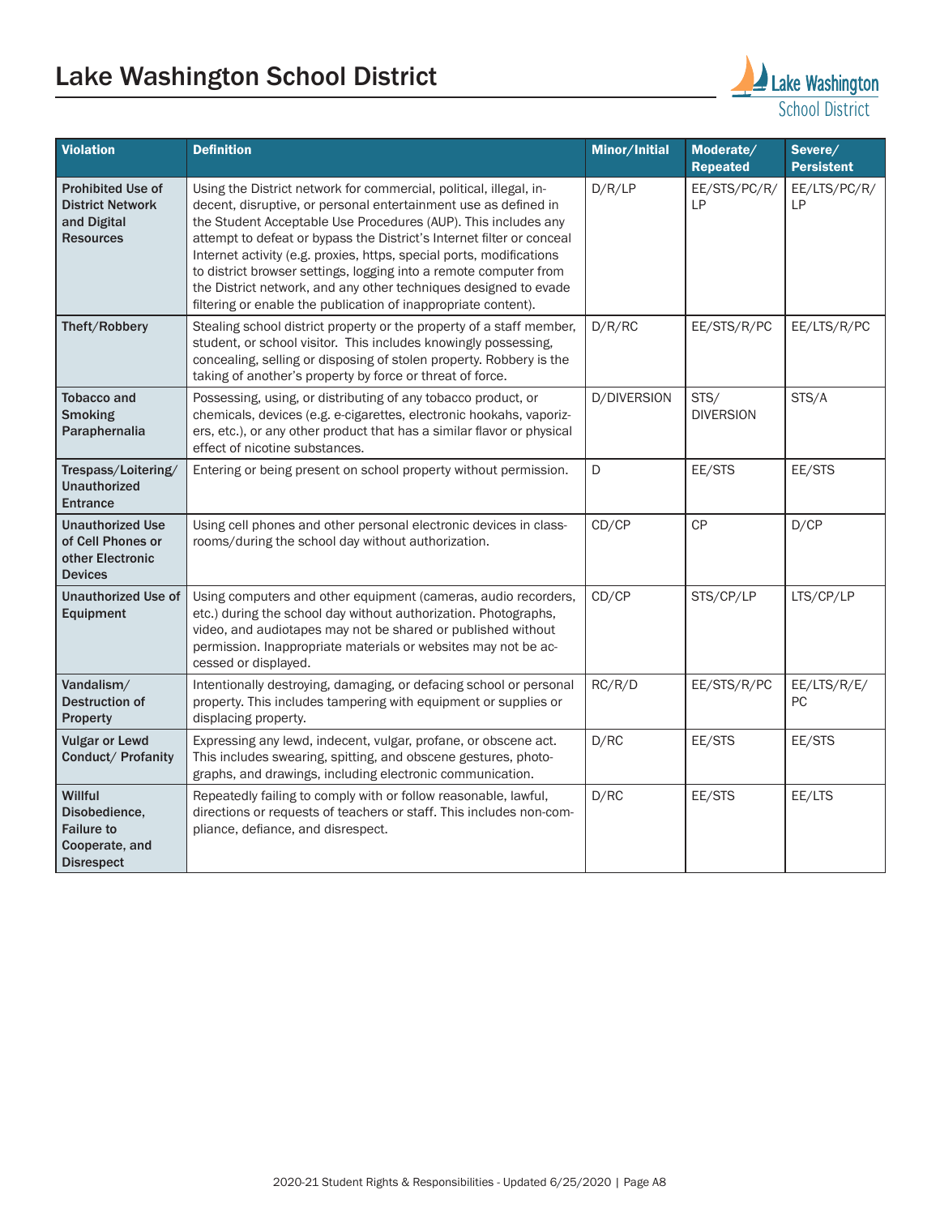| Violation | Definition | Minor/Initial | Moderate/ Repeated | Severe/ Persistent |
|---|---|---|---|---|
| **Prohibited Use of District Network and Digital Resources** | Using the District network for commercial, political, illegal, indecent, disruptive, or personal entertainment use as defined in the Student Acceptable Use Procedures (AUP). This includes any attempt to defeat or bypass the District's Internet filter or conceal Internet activity (e.g. proxies, https, special ports, modifications to district browser settings, logging into a remote computer from the District network, and any other techniques designed to evade filtering or enable the publication of inappropriate content). | D/R/LP | EE/STS/PC/R/LP | EE/LTS/PC/R/LP |
| **Theft/Robbery** | Stealing school district property or the property of a staff member, student, or school visitor. This includes knowingly possessing, concealing, selling or disposing of stolen property. Robbery is the taking of another's property by force or threat of force. | D/R/RC | EE/STS/R/PC | EE/LTS/R/PC |
| **Tobacco and Smoking Paraphernalia** | Possessing, using, or distributing of any tobacco product, or chemicals, devices (e.g. e-cigarettes, electronic hookahs, vaporizers, etc.), or any other product that has a similar flavor or physical effect of nicotine substances. | D/DIVERSION | STS/ DIVERSION | STS/A |
| **Trespass/Loitering/ Unauthorized Entrance** | Entering or being present on school property without permission. | D | EE/STS | EE/STS |
| **Unauthorized Use of Cell Phones or other Electronic Devices** | Using cell phones and other personal electronic devices in classrooms/during the school day without authorization. | CD/CP | CP | D/CP |
| **Unauthorized Use of Equipment** | Using computers and other equipment (cameras, audio recorders, etc.) during the school day without authorization. Photographs, video, and audiotapes may not be shared or published without permission. Inappropriate materials or websites may not be accessed or displayed. | CD/CP | STS/CP/LP | LTS/CP/LP |
| **Vandalism/ Destruction of Property** | Intentionally destroying, damaging, or defacing school or personal property. This includes tampering with equipment or supplies or displacing property. | RC/R/D | EE/STS/R/PC | EE/LTS/R/E/PC |
| **Vulgar or Lewd Conduct/ Profanity** | Expressing any lewd, indecent, vulgar, profane, or obscene act. This includes swearing, spitting, and obscene gestures, photographs, and drawings, including electronic communication. | D/RC | EE/STS | EE/STS |
| **Willful Disobedience, Failure to Cooperate, and Disrespect** | Repeatedly failing to comply with or follow reasonable, lawful, directions or requests of teachers or staff. This includes non-compliance, defiance, and disrespect. | D/RC | EE/STS | EE/LTS |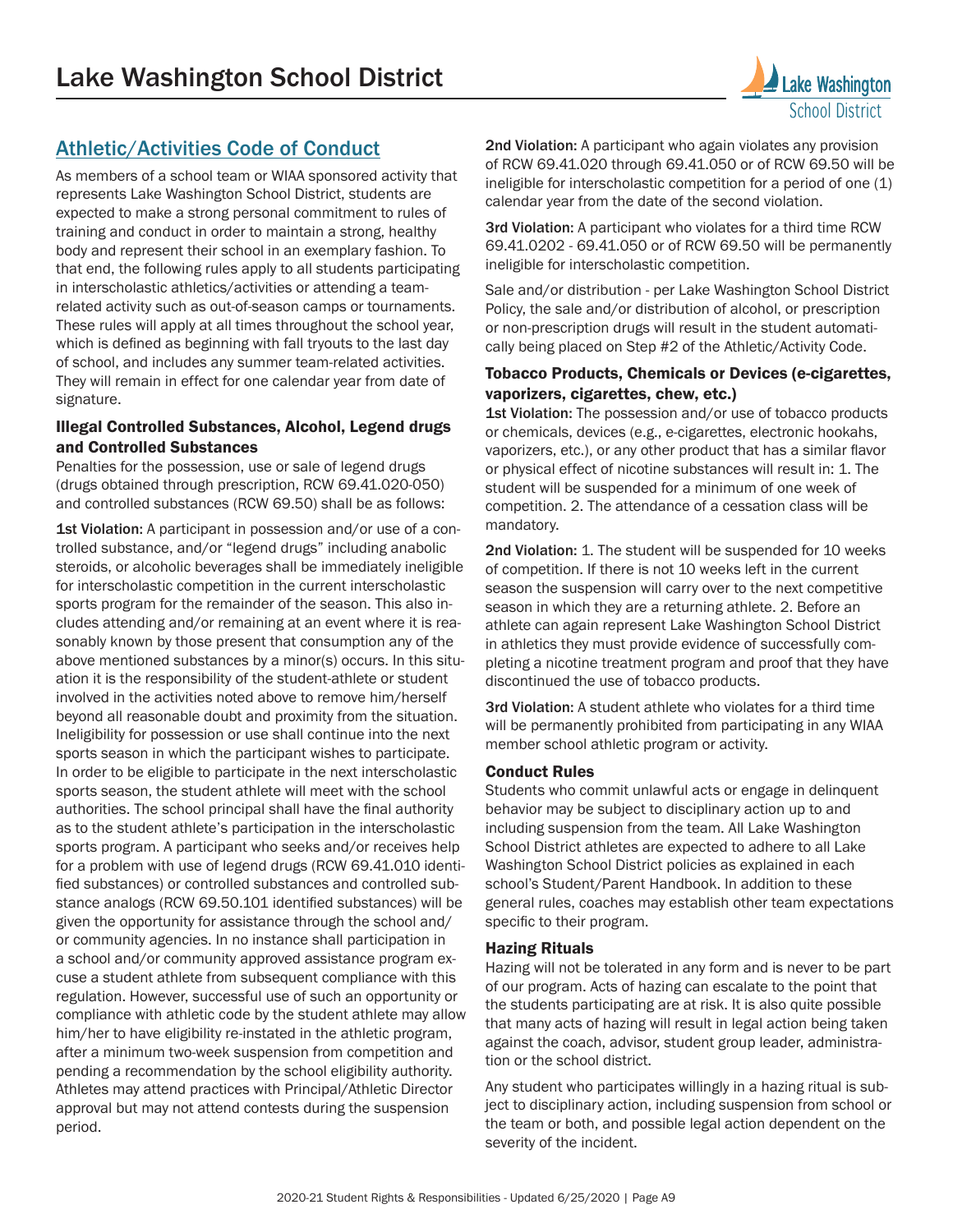// Note: The header "Lake Washington School District" and the footer "2020-21 Student Rights & Responsibilities - Updated 6/25/2020 | Page A9" were omitted as running header/footer.

## Athletic/Activities Code of Conduct

As members of a school team or WIAA sponsored activity that represents Lake Washington School District, students are expected to make a strong personal commitment to rules of training and conduct in order to maintain a strong, healthy body and represent their school in an exemplary fashion. To that end, the following rules apply to all students participating in interscholastic athletics/activities or attending a team-related activity such as out-of-season camps or tournaments. These rules will apply at all times throughout the school year, which is defined as beginning with fall tryouts to the last day of school, and includes any summer team-related activities. They will remain in effect for one calendar year from date of signature.

### Illegal Controlled Substances, Alcohol, Legend drugs and Controlled Substances

Penalties for the possession, use or sale of legend drugs (drugs obtained through prescription, RCW 69.41.020-050) and controlled substances (RCW 69.50) shall be as follows:

**1st Violation:** A participant in possession and/or use of a controlled substance, and/or "legend drugs" including anabolic steroids, or alcoholic beverages shall be immediately ineligible for interscholastic competition in the current interscholastic sports program for the remainder of the season. This also includes attending and/or remaining at an event where it is reasonably known by those present that consumption any of the above mentioned substances by a minor(s) occurs. In this situation it is the responsibility of the student-athlete or student involved in the activities noted above to remove him/herself beyond all reasonable doubt and proximity from the situation. Ineligibility for possession or use shall continue into the next sports season in which the participant wishes to participate. In order to be eligible to participate in the next interscholastic sports season, the student athlete will meet with the school authorities. The school principal shall have the final authority as to the student athlete's participation in the interscholastic sports program. A participant who seeks and/or receives help for a problem with use of legend drugs (RCW 69.41.010 identified substances) or controlled substances and controlled substance analogs (RCW 69.50.101 identified substances) will be given the opportunity for assistance through the school and/or community agencies. In no instance shall participation in a school and/or community approved assistance program excuse a student athlete from subsequent compliance with this regulation. However, successful use of such an opportunity or compliance with athletic code by the student athlete may allow him/her to have eligibility re-instated in the athletic program, after a minimum two-week suspension from competition and pending a recommendation by the school eligibility authority. Athletes may attend practices with Principal/Athletic Director approval but may not attend contests during the suspension period.

**2nd Violation:** A participant who again violates any provision of RCW 69.41.020 through 69.41.050 or of RCW 69.50 will be ineligible for interscholastic competition for a period of one (1) calendar year from the date of the second violation.

**3rd Violation:** A participant who violates for a third time RCW 69.41.0202 - 69.41.050 or of RCW 69.50 will be permanently ineligible for interscholastic competition.

Sale and/or distribution - per Lake Washington School District Policy, the sale and/or distribution of alcohol, or prescription or non-prescription drugs will result in the student automatically being placed on Step #2 of the Athletic/Activity Code.

### Tobacco Products, Chemicals or Devices (e-cigarettes, vaporizers, cigarettes, chew, etc.)

**1st Violation:** The possession and/or use of tobacco products or chemicals, devices (e.g., e-cigarettes, electronic hookahs, vaporizers, etc.), or any other product that has a similar flavor or physical effect of nicotine substances will result in: 1. The student will be suspended for a minimum of one week of competition. 2. The attendance of a cessation class will be mandatory.

**2nd Violation:** 1. The student will be suspended for 10 weeks of competition. If there is not 10 weeks left in the current season the suspension will carry over to the next competitive season in which they are a returning athlete. 2. Before an athlete can again represent Lake Washington School District in athletics they must provide evidence of successfully completing a nicotine treatment program and proof that they have discontinued the use of tobacco products.

**3rd Violation:** A student athlete who violates for a third time will be permanently prohibited from participating in any WIAA member school athletic program or activity.

### Conduct Rules

Students who commit unlawful acts or engage in delinquent behavior may be subject to disciplinary action up to and including suspension from the team. All Lake Washington School District athletes are expected to adhere to all Lake Washington School District policies as explained in each school's Student/Parent Handbook. In addition to these general rules, coaches may establish other team expectations specific to their program.

### Hazing Rituals

Hazing will not be tolerated in any form and is never to be part of our program. Acts of hazing can escalate to the point that the students participating are at risk. It is also quite possible that many acts of hazing will result in legal action being taken against the coach, advisor, student group leader, administration or the school district.

Any student who participates willingly in a hazing ritual is subject to disciplinary action, including suspension from school or the team or both, and possible legal action dependent on the severity of the incident.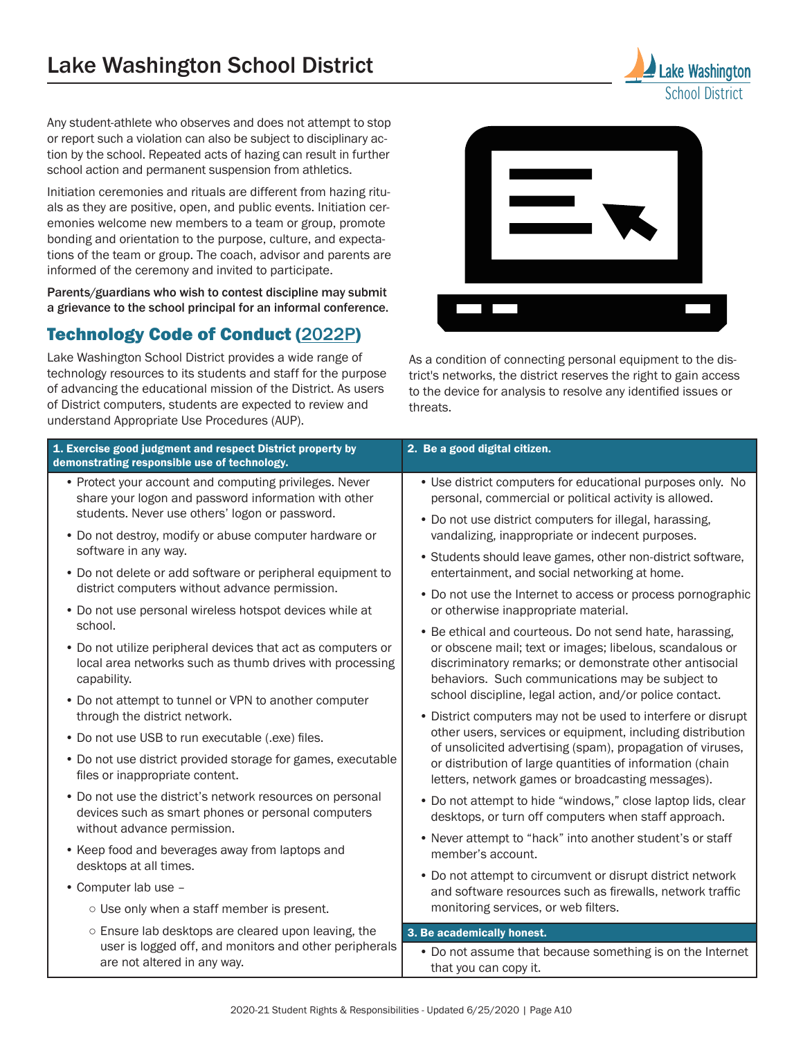Any student-athlete who observes and does not attempt to stop or report such a violation can also be subject to disciplinary action by the school. Repeated acts of hazing can result in further school action and permanent suspension from athletics.

Initiation ceremonies and rituals are different from hazing rituals as they are positive, open, and public events. Initiation ceremonies welcome new members to a team or group, promote bonding and orientation to the purpose, culture, and expectations of the team or group. The coach, advisor and parents are informed of the ceremony and invited to participate.

**Parents/guardians who wish to contest discipline may submit a grievance to the school principal for an informal conference.**

## Technology Code of Conduct (2022P)

Lake Washington School District provides a wide range of technology resources to its students and staff for the purpose of advancing the educational mission of the District. As users of District computers, students are expected to review and understand Appropriate Use Procedures (AUP).

As a condition of connecting personal equipment to the district's networks, the district reserves the right to gain access to the device for analysis to resolve any identified issues or threats.

**1. Exercise good judgment and respect District property by demonstrating responsible use of technology.**

- Protect your account and computing privileges. Never share your logon and password information with other students. Never use others' logon or password.
- Do not destroy, modify or abuse computer hardware or software in any way.
- Do not delete or add software or peripheral equipment to district computers without advance permission.
- Do not use personal wireless hotspot devices while at school.
- Do not utilize peripheral devices that act as computers or local area networks such as thumb drives with processing capability.
- Do not attempt to tunnel or VPN to another computer through the district network.
- Do not use USB to run executable (.exe) files.
- Do not use district provided storage for games, executable files or inappropriate content.
- Do not use the district's network resources on personal devices such as smart phones or personal computers without advance permission.
- Keep food and beverages away from laptops and desktops at all times.
- Computer lab use –
  - Use only when a staff member is present.
  - Ensure lab desktops are cleared upon leaving, the user is logged off, and monitors and other peripherals are not altered in any way.

**2. Be a good digital citizen.**

- Use district computers for educational purposes only. No personal, commercial or political activity is allowed.
- Do not use district computers for illegal, harassing, vandalizing, inappropriate or indecent purposes.
- Students should leave games, other non-district software, entertainment, and social networking at home.
- Do not use the Internet to access or process pornographic or otherwise inappropriate material.
- Be ethical and courteous. Do not send hate, harassing, or obscene mail; text or images; libelous, scandalous or discriminatory remarks; or demonstrate other antisocial behaviors. Such communications may be subject to school discipline, legal action, and/or police contact.
- District computers may not be used to interfere or disrupt other users, services or equipment, including distribution of unsolicited advertising (spam), propagation of viruses, or distribution of large quantities of information (chain letters, network games or broadcasting messages).
- Do not attempt to hide "windows," close laptop lids, clear desktops, or turn off computers when staff approach.
- Never attempt to "hack" into another student's or staff member's account.
- Do not attempt to circumvent or disrupt district network and software resources such as firewalls, network traffic monitoring services, or web filters.

**3. Be academically honest.**

- Do not assume that because something is on the Internet that you can copy it.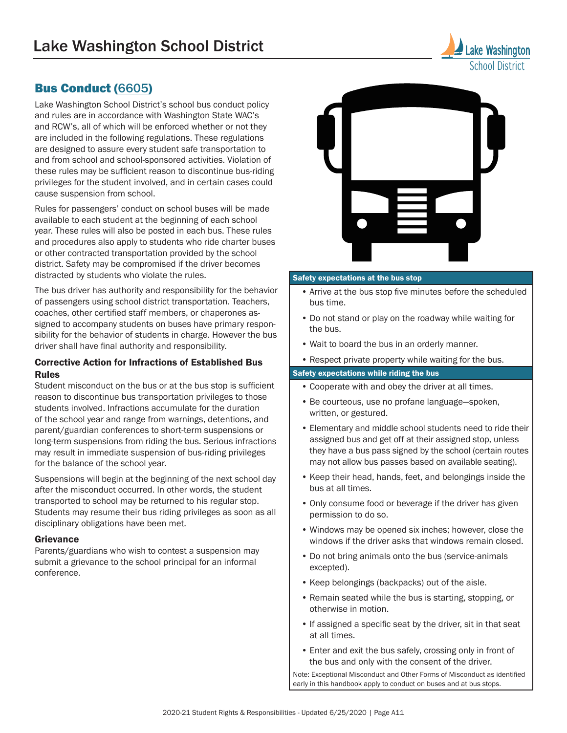## Bus Conduct (6605)

Lake Washington School District's school bus conduct policy and rules are in accordance with Washington State WAC's and RCW's, all of which will be enforced whether or not they are included in the following regulations. These regulations are designed to assure every student safe transportation to and from school and school-sponsored activities. Violation of these rules may be sufficient reason to discontinue bus-riding privileges for the student involved, and in certain cases could cause suspension from school.

Rules for passengers' conduct on school buses will be made available to each student at the beginning of each school year. These rules will also be posted in each bus. These rules and procedures also apply to students who ride charter buses or other contracted transportation provided by the school district. Safety may be compromised if the driver becomes distracted by students who violate the rules.

The bus driver has authority and responsibility for the behavior of passengers using school district transportation. Teachers, coaches, other certified staff members, or chaperones assigned to accompany students on buses have primary responsibility for the behavior of students in charge. However the bus driver shall have final authority and responsibility.

### Corrective Action for Infractions of Established Bus Rules

Student misconduct on the bus or at the bus stop is sufficient reason to discontinue bus transportation privileges to those students involved. Infractions accumulate for the duration of the school year and range from warnings, detentions, and parent/guardian conferences to short-term suspensions or long-term suspensions from riding the bus. Serious infractions may result in immediate suspension of bus-riding privileges for the balance of the school year.

Suspensions will begin at the beginning of the next school day after the misconduct occurred. In other words, the student transported to school may be returned to his regular stop. Students may resume their bus riding privileges as soon as all disciplinary obligations have been met.

### Grievance

Parents/guardians who wish to contest a suspension may submit a grievance to the school principal for an informal conference.

**Safety expectations at the bus stop**

- Arrive at the bus stop five minutes before the scheduled bus time.
- Do not stand or play on the roadway while waiting for the bus.
- Wait to board the bus in an orderly manner.
- Respect private property while waiting for the bus.

**Safety expectations while riding the bus**

- Cooperate with and obey the driver at all times.
- Be courteous, use no profane language—spoken, written, or gestured.
- Elementary and middle school students need to ride their assigned bus and get off at their assigned stop, unless they have a bus pass signed by the school (certain routes may not allow bus passes based on available seating).
- Keep their head, hands, feet, and belongings inside the bus at all times.
- Only consume food or beverage if the driver has given permission to do so.
- Windows may be opened six inches; however, close the windows if the driver asks that windows remain closed.
- Do not bring animals onto the bus (service-animals excepted).
- Keep belongings (backpacks) out of the aisle.
- Remain seated while the bus is starting, stopping, or otherwise in motion.
- If assigned a specific seat by the driver, sit in that seat at all times.
- Enter and exit the bus safely, crossing only in front of the bus and only with the consent of the driver.

Note: Exceptional Misconduct and Other Forms of Misconduct as identified early in this handbook apply to conduct on buses and at bus stops.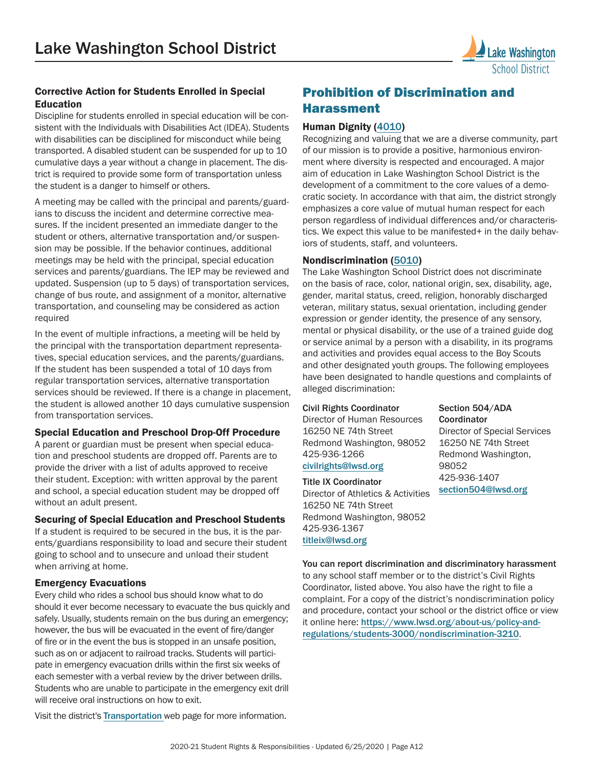## Corrective Action for Students Enrolled in Special Education

Discipline for students enrolled in special education will be consistent with the Individuals with Disabilities Act (IDEA). Students with disabilities can be disciplined for misconduct while being transported. A disabled student can be suspended for up to 10 cumulative days a year without a change in placement. The district is required to provide some form of transportation unless the student is a danger to himself or others.

A meeting may be called with the principal and parents/guardians to discuss the incident and determine corrective measures. If the incident presented an immediate danger to the student or others, alternative transportation and/or suspension may be possible. If the behavior continues, additional meetings may be held with the principal, special education services and parents/guardians. The IEP may be reviewed and updated. Suspension (up to 5 days) of transportation services, change of bus route, and assignment of a monitor, alternative transportation, and counseling may be considered as action required

In the event of multiple infractions, a meeting will be held by the principal with the transportation department representatives, special education services, and the parents/guardians. If the student has been suspended a total of 10 days from regular transportation services, alternative transportation services should be reviewed. If there is a change in placement, the student is allowed another 10 days cumulative suspension from transportation services.

### Special Education and Preschool Drop-Off Procedure

A parent or guardian must be present when special education and preschool students are dropped off. Parents are to provide the driver with a list of adults approved to receive their student. Exception: with written approval by the parent and school, a special education student may be dropped off without an adult present.

### Securing of Special Education and Preschool Students

If a student is required to be secured in the bus, it is the parents/guardians responsibility to load and secure their student going to school and to unsecure and unload their student when arriving at home.

### Emergency Evacuations

Every child who rides a school bus should know what to do should it ever become necessary to evacuate the bus quickly and safely. Usually, students remain on the bus during an emergency; however, the bus will be evacuated in the event of fire/danger of fire or in the event the bus is stopped in an unsafe position, such as on or adjacent to railroad tracks. Students will participate in emergency evacuation drills within the first six weeks of each semester with a verbal review by the driver between drills. Students who are unable to participate in the emergency exit drill will receive oral instructions on how to exit.

Visit the district's Transportation web page for more information.

# Prohibition of Discrimination and Harassment

### Human Dignity (4010)

Recognizing and valuing that we are a diverse community, part of our mission is to provide a positive, harmonious environment where diversity is respected and encouraged. A major aim of education in Lake Washington School District is the development of a commitment to the core values of a democratic society. In accordance with that aim, the district strongly emphasizes a core value of mutual human respect for each person regardless of individual differences and/or characteristics. We expect this value to be manifested+ in the daily behaviors of students, staff, and volunteers.

### Nondiscrimination (5010)

The Lake Washington School District does not discriminate on the basis of race, color, national origin, sex, disability, age, gender, marital status, creed, religion, honorably discharged veteran, military status, sexual orientation, including gender expression or gender identity, the presence of any sensory, mental or physical disability, or the use of a trained guide dog or service animal by a person with a disability, in its programs and activities and provides equal access to the Boy Scouts and other designated youth groups. The following employees have been designated to handle questions and complaints of alleged discrimination:

**Civil Rights Coordinator**
Director of Human Resources
16250 NE 74th Street
Redmond Washington, 98052
425-936-1266
civilrights@lwsd.org

**Title IX Coordinator**
Director of Athletics & Activities
16250 NE 74th Street
Redmond Washington, 98052
425-936-1367
titleix@lwsd.org

**Section 504/ADA Coordinator**
Director of Special Services
16250 NE 74th Street
Redmond Washington, 98052
425-936-1407
section504@lwsd.org

**You can report discrimination and discriminatory harassment** to any school staff member or to the district's Civil Rights Coordinator, listed above. You also have the right to file a complaint. For a copy of the district's nondiscrimination policy and procedure, contact your school or the district office or view it online here: https://www.lwsd.org/about-us/policy-and-regulations/students-3000/nondiscrimination-3210.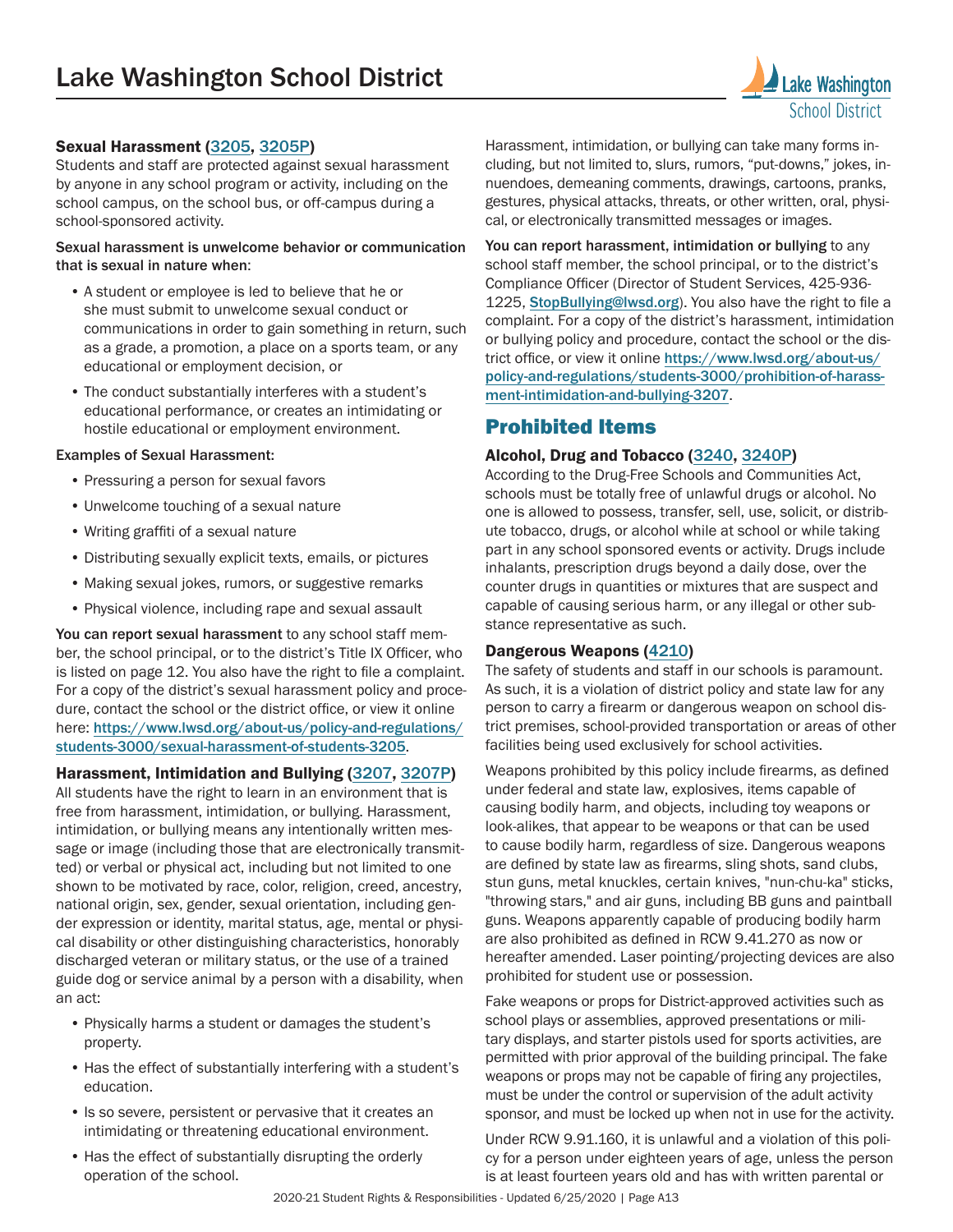### Sexual Harassment (3205, 3205P)

Students and staff are protected against sexual harassment by anyone in any school program or activity, including on the school campus, on the school bus, or off-campus during a school-sponsored activity.

Sexual harassment is unwelcome behavior or communication that is sexual in nature when:

- A student or employee is led to believe that he or she must submit to unwelcome sexual conduct or communications in order to gain something in return, such as a grade, a promotion, a place on a sports team, or any educational or employment decision, or
- The conduct substantially interferes with a student's educational performance, or creates an intimidating or hostile educational or employment environment.

Examples of Sexual Harassment:

- Pressuring a person for sexual favors
- Unwelcome touching of a sexual nature
- Writing graffiti of a sexual nature
- Distributing sexually explicit texts, emails, or pictures
- Making sexual jokes, rumors, or suggestive remarks
- Physical violence, including rape and sexual assault

**You can report sexual harassment** to any school staff member, the school principal, or to the district's Title IX Officer, who is listed on page 12. You also have the right to file a complaint. For a copy of the district's sexual harassment policy and procedure, contact the school or the district office, or view it online here: https://www.lwsd.org/about-us/policy-and-regulations/students-3000/sexual-harassment-of-students-3205.

### Harassment, Intimidation and Bullying (3207, 3207P)

All students have the right to learn in an environment that is free from harassment, intimidation, or bullying. Harassment, intimidation, or bullying means any intentionally written message or image (including those that are electronically transmitted) or verbal or physical act, including but not limited to one shown to be motivated by race, color, religion, creed, ancestry, national origin, sex, gender, sexual orientation, including gender expression or identity, marital status, age, mental or physical disability or other distinguishing characteristics, honorably discharged veteran or military status, or the use of a trained guide dog or service animal by a person with a disability, when an act:

- Physically harms a student or damages the student's property.
- Has the effect of substantially interfering with a student's education.
- Is so severe, persistent or pervasive that it creates an intimidating or threatening educational environment.
- Has the effect of substantially disrupting the orderly operation of the school.

Harassment, intimidation, or bullying can take many forms including, but not limited to, slurs, rumors, "put-downs," jokes, innuendoes, demeaning comments, drawings, cartoons, pranks, gestures, physical attacks, threats, or other written, oral, physical, or electronically transmitted messages or images.

**You can report harassment, intimidation or bullying** to any school staff member, the school principal, or to the district's Compliance Officer (Director of Student Services, 425-936-1225, StopBullying@lwsd.org). You also have the right to file a complaint. For a copy of the district's harassment, intimidation or bullying policy and procedure, contact the school or the district office, or view it online https://www.lwsd.org/about-us/policy-and-regulations/students-3000/prohibition-of-harassment-intimidation-and-bullying-3207.

## Prohibited Items

### Alcohol, Drug and Tobacco (3240, 3240P)

According to the Drug-Free Schools and Communities Act, schools must be totally free of unlawful drugs or alcohol. No one is allowed to possess, transfer, sell, use, solicit, or distribute tobacco, drugs, or alcohol while at school or while taking part in any school sponsored events or activity. Drugs include inhalants, prescription drugs beyond a daily dose, over the counter drugs in quantities or mixtures that are suspect and capable of causing serious harm, or any illegal or other substance representative as such.

### Dangerous Weapons (4210)

The safety of students and staff in our schools is paramount. As such, it is a violation of district policy and state law for any person to carry a firearm or dangerous weapon on school district premises, school-provided transportation or areas of other facilities being used exclusively for school activities.

Weapons prohibited by this policy include firearms, as defined under federal and state law, explosives, items capable of causing bodily harm, and objects, including toy weapons or look-alikes, that appear to be weapons or that can be used to cause bodily harm, regardless of size. Dangerous weapons are defined by state law as firearms, sling shots, sand clubs, stun guns, metal knuckles, certain knives, "nun-chu-ka" sticks, "throwing stars," and air guns, including BB guns and paintball guns. Weapons apparently capable of producing bodily harm are also prohibited as defined in RCW 9.41.270 as now or hereafter amended. Laser pointing/projecting devices are also prohibited for student use or possession.

Fake weapons or props for District-approved activities such as school plays or assemblies, approved presentations or military displays, and starter pistols used for sports activities, are permitted with prior approval of the building principal. The fake weapons or props may not be capable of firing any projectiles, must be under the control or supervision of the adult activity sponsor, and must be locked up when not in use for the activity.

Under RCW 9.91.160, it is unlawful and a violation of this policy for a person under eighteen years of age, unless the person is at least fourteen years old and has with written parental or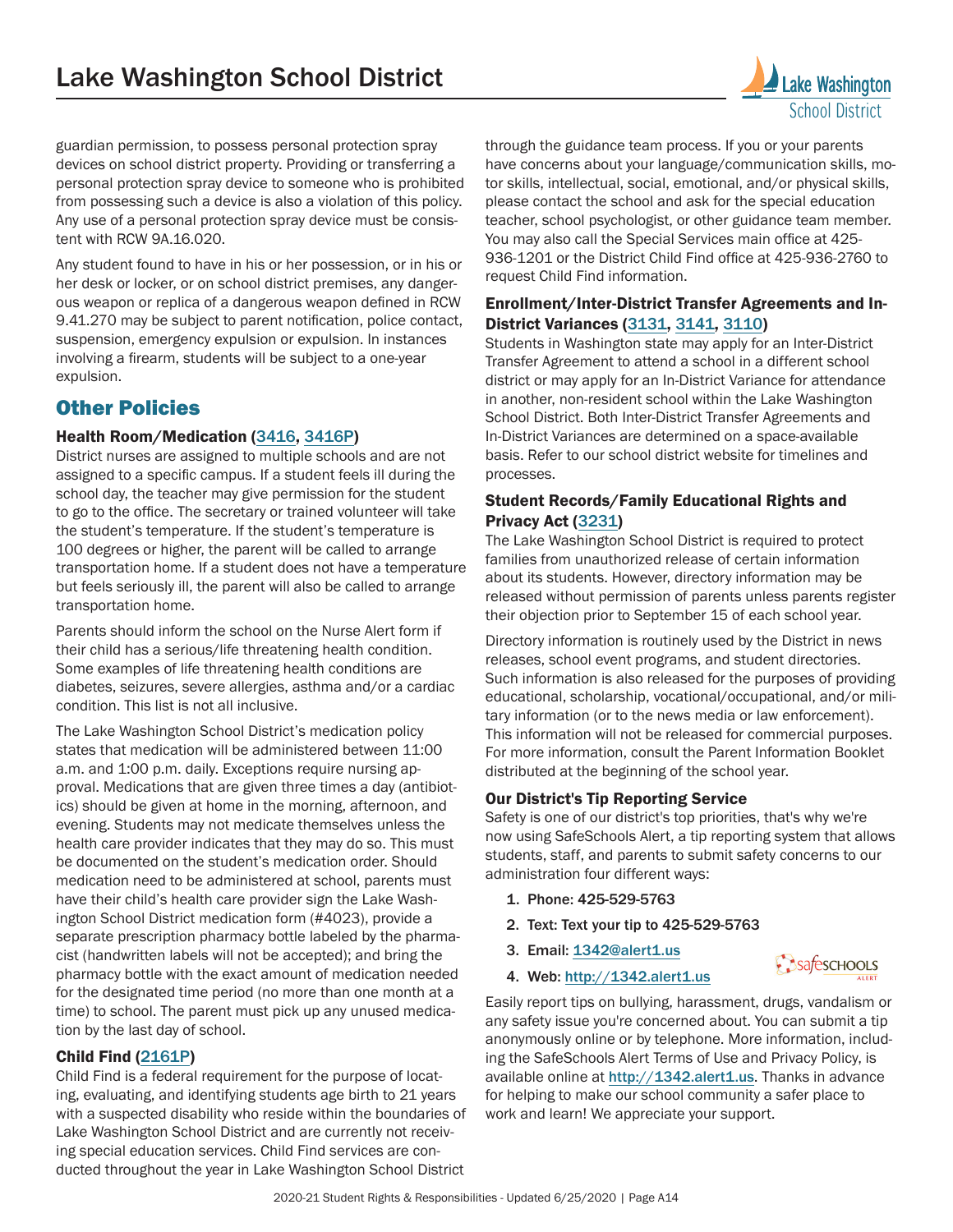guardian permission, to possess personal protection spray devices on school district property. Providing or transferring a personal protection spray device to someone who is prohibited from possessing such a device is also a violation of this policy. Any use of a personal protection spray device must be consistent with RCW 9A.16.020.

Any student found to have in his or her possession, or in his or her desk or locker, or on school district premises, any dangerous weapon or replica of a dangerous weapon defined in RCW 9.41.270 may be subject to parent notification, police contact, suspension, emergency expulsion or expulsion. In instances involving a firearm, students will be subject to a one-year expulsion.

## Other Policies

### Health Room/Medication (3416, 3416P)

District nurses are assigned to multiple schools and are not assigned to a specific campus. If a student feels ill during the school day, the teacher may give permission for the student to go to the office. The secretary or trained volunteer will take the student's temperature. If the student's temperature is 100 degrees or higher, the parent will be called to arrange transportation home. If a student does not have a temperature but feels seriously ill, the parent will also be called to arrange transportation home.

Parents should inform the school on the Nurse Alert form if their child has a serious/life threatening health condition. Some examples of life threatening health conditions are diabetes, seizures, severe allergies, asthma and/or a cardiac condition. This list is not all inclusive.

The Lake Washington School District's medication policy states that medication will be administered between 11:00 a.m. and 1:00 p.m. daily. Exceptions require nursing approval. Medications that are given three times a day (antibiotics) should be given at home in the morning, afternoon, and evening. Students may not medicate themselves unless the health care provider indicates that they may do so. This must be documented on the student's medication order. Should medication need to be administered at school, parents must have their child's health care provider sign the Lake Washington School District medication form (#4023), provide a separate prescription pharmacy bottle labeled by the pharmacist (handwritten labels will not be accepted); and bring the pharmacy bottle with the exact amount of medication needed for the designated time period (no more than one month at a time) to school. The parent must pick up any unused medication by the last day of school.

### Child Find (2161P)

Child Find is a federal requirement for the purpose of locating, evaluating, and identifying students age birth to 21 years with a suspected disability who reside within the boundaries of Lake Washington School District and are currently not receiving special education services. Child Find services are conducted throughout the year in Lake Washington School District through the guidance team process. If you or your parents have concerns about your language/communication skills, motor skills, intellectual, social, emotional, and/or physical skills, please contact the school and ask for the special education teacher, school psychologist, or other guidance team member. You may also call the Special Services main office at 425-936-1201 or the District Child Find office at 425-936-2760 to request Child Find information.

### Enrollment/Inter-District Transfer Agreements and In-District Variances (3131, 3141, 3110)

Students in Washington state may apply for an Inter-District Transfer Agreement to attend a school in a different school district or may apply for an In-District Variance for attendance in another, non-resident school within the Lake Washington School District. Both Inter-District Transfer Agreements and In-District Variances are determined on a space-available basis. Refer to our school district website for timelines and processes.

### Student Records/Family Educational Rights and Privacy Act (3231)

The Lake Washington School District is required to protect families from unauthorized release of certain information about its students. However, directory information may be released without permission of parents unless parents register their objection prior to September 15 of each school year.

Directory information is routinely used by the District in news releases, school event programs, and student directories. Such information is also released for the purposes of providing educational, scholarship, vocational/occupational, and/or military information (or to the news media or law enforcement). This information will not be released for commercial purposes. For more information, consult the Parent Information Booklet distributed at the beginning of the school year.

### Our District's Tip Reporting Service

Safety is one of our district's top priorities, that's why we're now using SafeSchools Alert, a tip reporting system that allows students, staff, and parents to submit safety concerns to our administration four different ways:

1. **Phone: 425-529-5763**
2. **Text: Text your tip to 425-529-5763**
3. **Email: 1342@alert1.us**
4. **Web: http://1342.alert1.us**

Easily report tips on bullying, harassment, drugs, vandalism or any safety issue you're concerned about. You can submit a tip anonymously online or by telephone. More information, including the SafeSchools Alert Terms of Use and Privacy Policy, is available online at http://1342.alert1.us. Thanks in advance for helping to make our school community a safer place to work and learn! We appreciate your support.